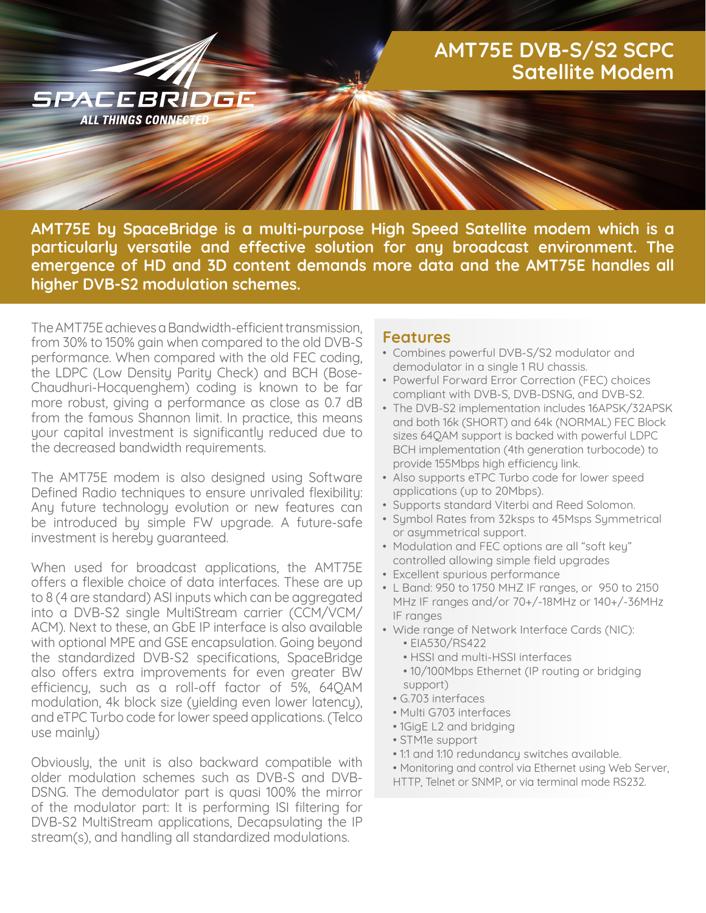SPACEBRIDGE

ALL THINGS CONNECTED

# AMT75E DVB-S/S2 SCPC Satellite Modem

**AMT75E by SpaceBridge is a multi-purpose High Speed Satellite modem which is a particularly versatile and effective solution for any broadcast environment. The emergence of HD and 3D content demands more data and the AMT75E handles all higher DVB-S2 modulation schemes.**

The AMT75E achieves a Bandwidth-efficient transmission, from 30% to 150% gain when compared to the old DVB-S performance. When compared with the old FEC coding, the LDPC (Low Density Parity Check) and BCH (Bose-Chaudhuri-Hocquenghem) coding is known to be far more robust, giving a performance as close as 0.7 dB from the famous Shannon limit. In practice, this means your capital investment is significantly reduced due to the decreased bandwidth requirements.

The AMT75E modem is also designed using Software Defined Radio techniques to ensure unrivaled flexibility: Any future technology evolution or new features can be introduced by simple FW upgrade. A future-safe investment is hereby guaranteed.

When used for broadcast applications, the AMT75E offers a flexible choice of data interfaces. These are up to 8 (4 are standard) ASI inputs which can be aggregated into a DVB-S2 single MultiStream carrier (CCM/VCM/ACM). Next to these, an GbE IP interface is also available with optional MPE and GSE encapsulation. Going beyond the standardized DVB-S2 specifications, SpaceBridge also offers extra improvements for even greater BW efficiency, such as a roll-off factor of 5%, 64QAM modulation, 4k block size (yielding even lower latency), and eTPC Turbo code for lower speed applications. (Telco use mainly)

Obviously, the unit is also backward compatible with older modulation schemes such as DVB-S and DVB-DSNG. The demodulator part is quasi 100% the mirror of the modulator part: It is performing ISI filtering for DVB-S2 MultiStream applications, Decapsulating the IP stream(s), and handling all standardized modulations.

## Features

- Combines powerful DVB-S/S2 modulator and demodulator in a single 1 RU chassis.
- Powerful Forward Error Correction (FEC) choices compliant with DVB-S, DVB-DSNG, and DVB-S2.
- The DVB-S2 implementation includes 16APSK/32APSK and both 16k (SHORT) and 64k (NORMAL) FEC Block sizes 64QAM support is backed with powerful LDPC BCH implementation (4th generation turbocode) to provide 155Mbps high efficiency link.
- Also supports eTPC Turbo code for lower speed applications (up to 20Mbps).
- Supports standard Viterbi and Reed Solomon.
- Symbol Rates from 32ksps to 45Msps Symmetrical or asymmetrical support.
- Modulation and FEC options are all "soft key" controlled allowing simple field upgrades
- Excellent spurious performance
- L Band: 950 to 1750 MHZ IF ranges, or 950 to 2150 MHz IF ranges and/or 70+/-18MHz or 140+/-36MHz IF ranges
- Wide range of Network Interface Cards (NIC):
  - EIA530/RS422
  - HSSI and multi-HSSI interfaces
  - 10/100Mbps Ethernet (IP routing or bridging support)
  - G.703 interfaces
  - Multi G703 interfaces
  - 1GigE L2 and bridging
  - STM1e support
  - 1:1 and 1:10 redundancy switches available.
  - Monitoring and control via Ethernet using Web Server, HTTP, Telnet or SNMP, or via terminal mode RS232.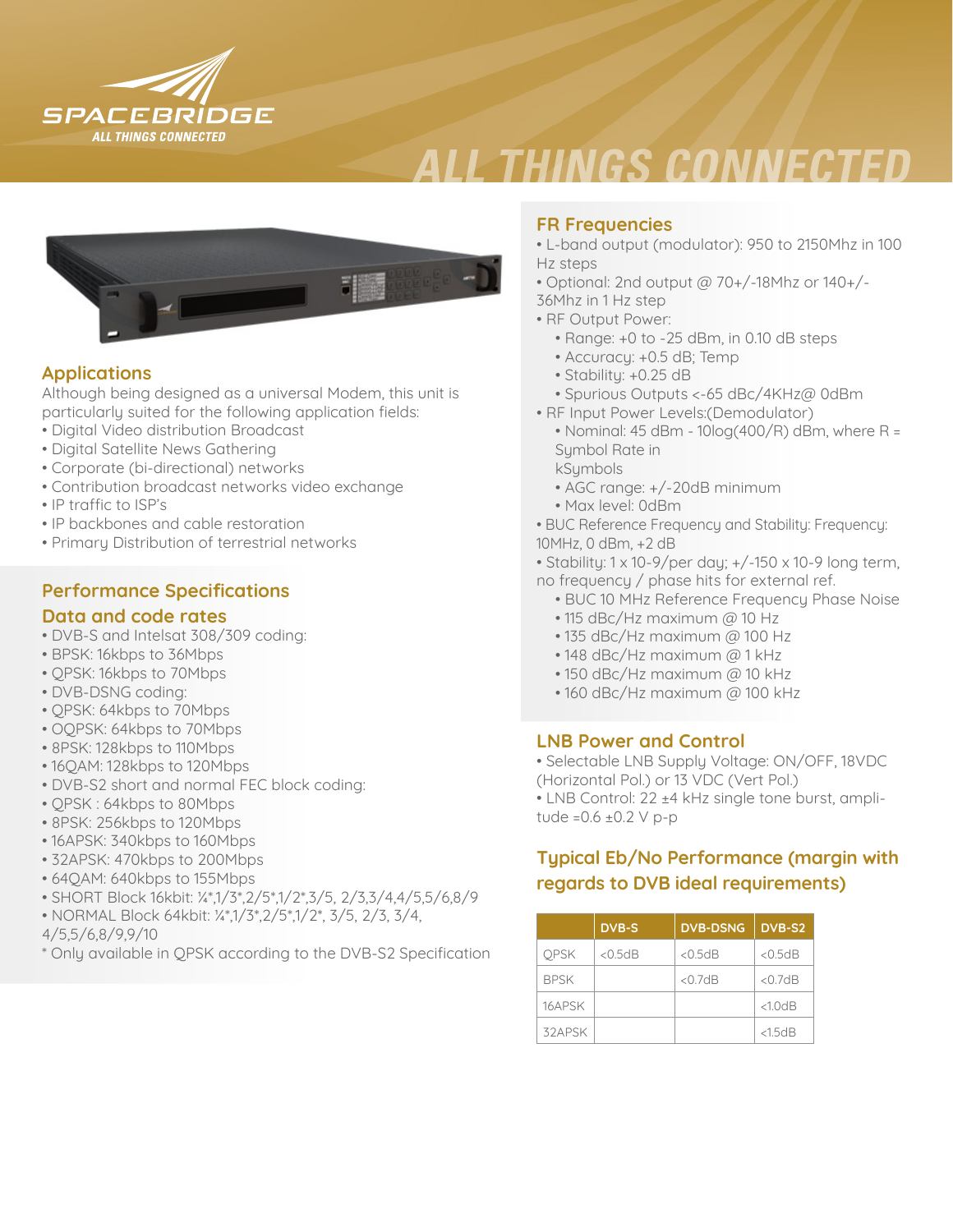## Applications

Although being designed as a universal Modem, this unit is particularly suited for the following application fields:

- Digital Video distribution Broadcast
- Digital Satellite News Gathering
- Corporate (bi-directional) networks
- Contribution broadcast networks video exchange
- IP traffic to ISP's
- IP backbones and cable restoration
- Primary Distribution of terrestrial networks

## Performance Specifications

### Data and code rates

- DVB-S and Intelsat 308/309 coding:
- BPSK: 16kbps to 36Mbps
- QPSK: 16kbps to 70Mbps
- DVB-DSNG coding:
- QPSK: 64kbps to 70Mbps
- OQPSK: 64kbps to 70Mbps
- 8PSK: 128kbps to 110Mbps
- 16QAM: 128kbps to 120Mbps
- DVB-S2 short and normal FEC block coding:
- QPSK : 64kbps to 80Mbps
- 8PSK: 256kbps to 120Mbps
- 16APSK: 340kbps to 160Mbps
- 32APSK: 470kbps to 200Mbps
- 64QAM: 640kbps to 155Mbps
- SHORT Block 16kbit: ¼*,1/3*,2/5*,1/2*,3/5, 2/3,3/4,4/5,5/6,8/9
- NORMAL Block 64kbit: ¼*,1/3*,2/5*,1/2*, 3/5, 2/3, 3/4, 4/5,5/6,8/9,9/10

\* Only available in QPSK according to the DVB-S2 Specification

## FR Frequencies

- L-band output (modulator): 950 to 2150Mhz in 100 Hz steps
- Optional: 2nd output @ 70+/-18Mhz or 140+/-36Mhz in 1 Hz step
- RF Output Power:
  - Range: +0 to -25 dBm, in 0.10 dB steps
  - Accuracy: +0.5 dB; Temp
  - Stability: +0.25 dB
  - Spurious Outputs <-65 dBc/4KHz@ 0dBm
- RF Input Power Levels:(Demodulator)
  - Nominal: 45 dBm - 10log(400/R) dBm, where R = Symbol Rate in kSymbols
  - AGC range: +/-20dB minimum
  - Max level: 0dBm
- BUC Reference Frequency and Stability: Frequency: 10MHz, 0 dBm, +2 dB
- Stability: 1 x 10-9/per day; +/-150 x 10-9 long term, no frequency / phase hits for external ref.
  - BUC 10 MHz Reference Frequency Phase Noise
  - 115 dBc/Hz maximum @ 10 Hz
  - 135 dBc/Hz maximum @ 100 Hz
  - 148 dBc/Hz maximum @ 1 kHz
  - 150 dBc/Hz maximum @ 10 kHz
  - 160 dBc/Hz maximum @ 100 kHz

## LNB Power and Control

- Selectable LNB Supply Voltage: ON/OFF, 18VDC (Horizontal Pol.) or 13 VDC (Vert Pol.)
- LNB Control: 22 ±4 kHz single tone burst, amplitude =0.6 ±0.2 V p-p

## Typical Eb/No Performance (margin with regards to DVB ideal requirements)

| | DVB-S | DVB-DSNG | DVB-S2 |
|---|---|---|---|
| QPSK | <0.5dB | <0.5dB | <0.5dB |
| BPSK | | <0.7dB | <0.7dB |
| 16APSK | | | <1.0dB |
| 32APSK | | | <1.5dB |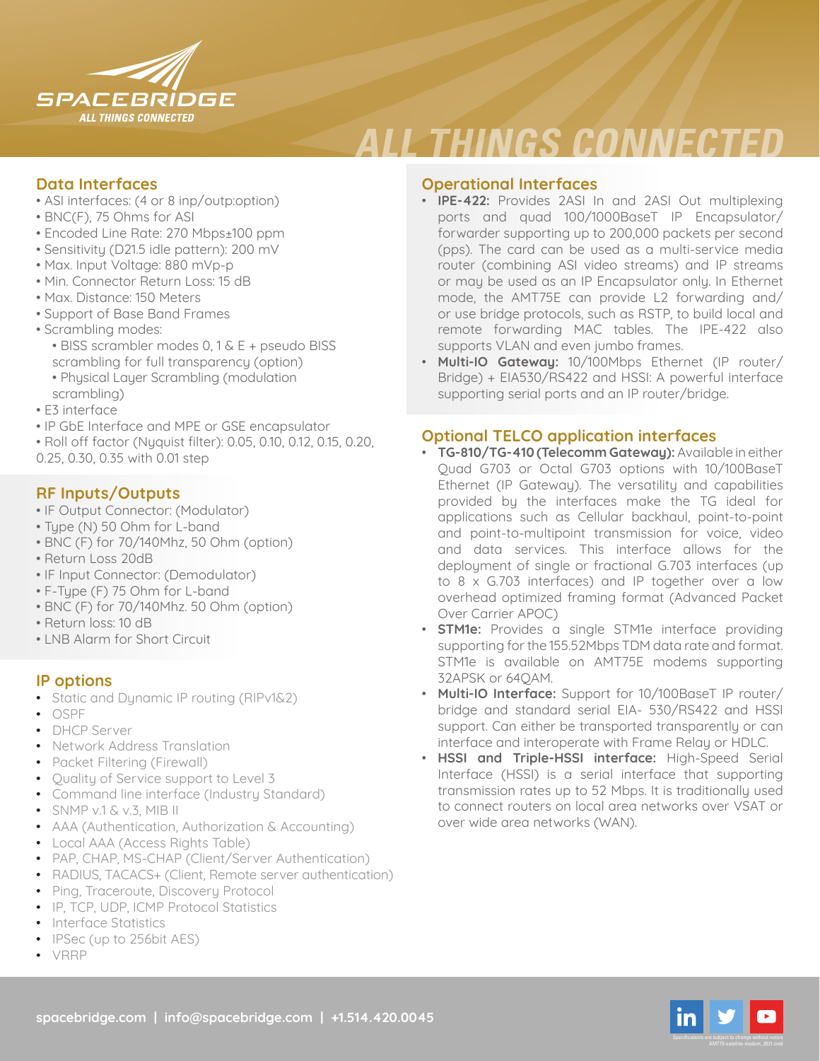## Data Interfaces

- ASI interfaces: (4 or 8 inp/outp:option)
- BNC(F), 75 Ohms for ASI
- Encoded Line Rate: 270 Mbps±100 ppm
- Sensitivity (D21.5 idle pattern): 200 mV
- Max. Input Voltage: 880 mVp-p
- Min. Connector Return Loss: 15 dB
- Max. Distance: 150 Meters
- Support of Base Band Frames
- Scrambling modes:
  - BISS scrambler modes 0, 1 & E + pseudo BISS scrambling for full transparency (option)
  - Physical Layer Scrambling (modulation scrambling)
- E3 interface
- IP GbE Interface and MPE or GSE encapsulator
- Roll off factor (Nyquist filter): 0.05, 0.10, 0.12, 0.15, 0.20, 0.25, 0.30, 0.35 with 0.01 step

## RF Inputs/Outputs

- IF Output Connector: (Modulator)
- Type (N) 50 Ohm for L-band
- BNC (F) for 70/140Mhz, 50 Ohm (option)
- Return Loss 20dB
- IF Input Connector: (Demodulator)
- F-Type (F) 75 Ohm for L-band
- BNC (F) for 70/140Mhz. 50 Ohm (option)
- Return loss: 10 dB
- LNB Alarm for Short Circuit

## IP options

- Static and Dynamic IP routing (RIPv1&2)
- OSPF
- DHCP Server
- Network Address Translation
- Packet Filtering (Firewall)
- Quality of Service support to Level 3
- Command line interface (Industry Standard)
- SNMP v.1 & v.3, MIB II
- AAA (Authentication, Authorization & Accounting)
- Local AAA (Access Rights Table)
- PAP, CHAP, MS-CHAP (Client/Server Authentication)
- RADIUS, TACACS+ (Client, Remote server authentication)
- Ping, Traceroute, Discovery Protocol
- IP, TCP, UDP, ICMP Protocol Statistics
- Interface Statistics
- IPSec (up to 256bit AES)
- VRRP

## Operational Interfaces

- **IPE-422:** Provides 2ASI In and 2ASI Out multiplexing ports and quad 100/1000BaseT IP Encapsulator/ forwarder supporting up to 200,000 packets per second (pps). The card can be used as a multi-service media router (combining ASI video streams) and IP streams or may be used as an IP Encapsulator only. In Ethernet mode, the AMT75E can provide L2 forwarding and/ or use bridge protocols, such as RSTP, to build local and remote forwarding MAC tables. The IPE-422 also supports VLAN and even jumbo frames.
- **Multi-IO Gateway:** 10/100Mbps Ethernet (IP router/ Bridge) + EIA530/RS422 and HSSI: A powerful interface supporting serial ports and an IP router/bridge.

## Optional TELCO application interfaces

- **TG-810/TG-410 (Telecomm Gateway):** Available in either Quad G703 or Octal G703 options with 10/100BaseT Ethernet (IP Gateway). The versatility and capabilities provided by the interfaces make the TG ideal for applications such as Cellular backhaul, point-to-point and point-to-multipoint transmission for voice, video and data services. This interface allows for the deployment of single or fractional G.703 interfaces (up to 8 x G.703 interfaces) and IP together over a low overhead optimized framing format (Advanced Packet Over Carrier APOC)
- **STM1e:** Provides a single STM1e interface providing supporting for the 155.52Mbps TDM data rate and format. STM1e is available on AMT75E modems supporting 32APSK or 64QAM.
- **Multi-IO Interface:** Support for 10/100BaseT IP router/ bridge and standard serial EIA- 530/RS422 and HSSI support. Can either be transported transparently or can interface and interoperate with Frame Relay or HDLC.
- **HSSI and Triple-HSSI interface:** High-Speed Serial Interface (HSSI) is a serial interface that supporting transmission rates up to 52 Mbps. It is traditionally used to connect routers on local area networks over VSAT or over wide area networks (WAN).

Specifications are subject to change without notice